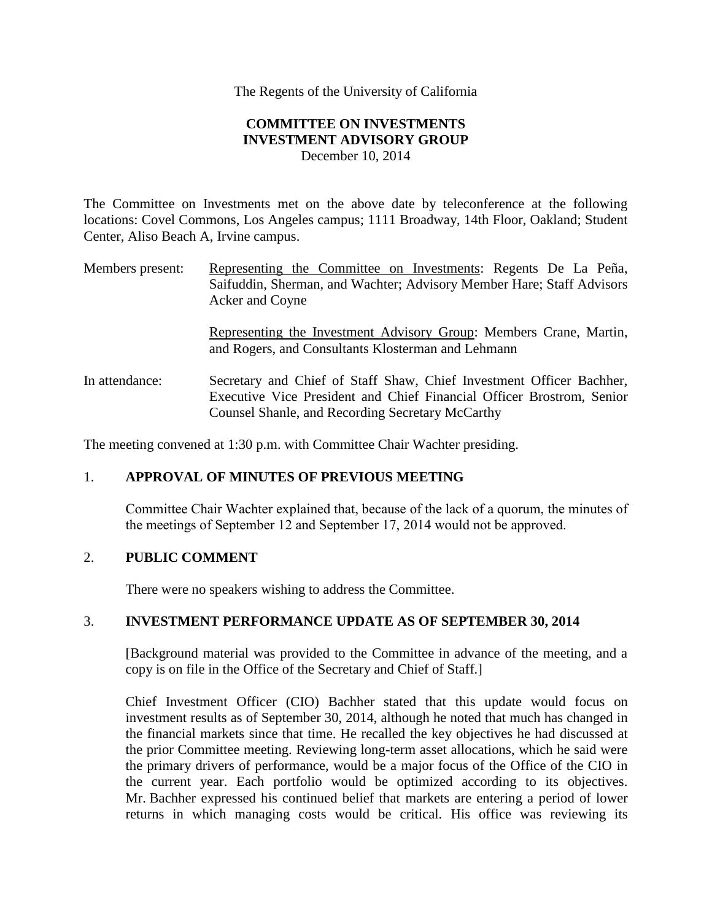The Regents of the University of California

**COMMITTEE ON INVESTMENTS**
**INVESTMENT ADVISORY GROUP**
December 10, 2014

The Committee on Investments met on the above date by teleconference at the following locations: Covel Commons, Los Angeles campus; 1111 Broadway, 14th Floor, Oakland; Student Center, Aliso Beach A, Irvine campus.

Members present: Representing the Committee on Investments: Regents De La Peña, Saifuddin, Sherman, and Wachter; Advisory Member Hare; Staff Advisors Acker and Coyne

Representing the Investment Advisory Group: Members Crane, Martin, and Rogers, and Consultants Klosterman and Lehmann

In attendance: Secretary and Chief of Staff Shaw, Chief Investment Officer Bachher, Executive Vice President and Chief Financial Officer Brostrom, Senior Counsel Shanle, and Recording Secretary McCarthy

The meeting convened at 1:30 p.m. with Committee Chair Wachter presiding.

## 1. APPROVAL OF MINUTES OF PREVIOUS MEETING

Committee Chair Wachter explained that, because of the lack of a quorum, the minutes of the meetings of September 12 and September 17, 2014 would not be approved.

## 2. PUBLIC COMMENT

There were no speakers wishing to address the Committee.

## 3. INVESTMENT PERFORMANCE UPDATE AS OF SEPTEMBER 30, 2014

[Background material was provided to the Committee in advance of the meeting, and a copy is on file in the Office of the Secretary and Chief of Staff.]

Chief Investment Officer (CIO) Bachher stated that this update would focus on investment results as of September 30, 2014, although he noted that much has changed in the financial markets since that time. He recalled the key objectives he had discussed at the prior Committee meeting. Reviewing long-term asset allocations, which he said were the primary drivers of performance, would be a major focus of the Office of the CIO in the current year. Each portfolio would be optimized according to its objectives. Mr. Bachher expressed his continued belief that markets are entering a period of lower returns in which managing costs would be critical. His office was reviewing its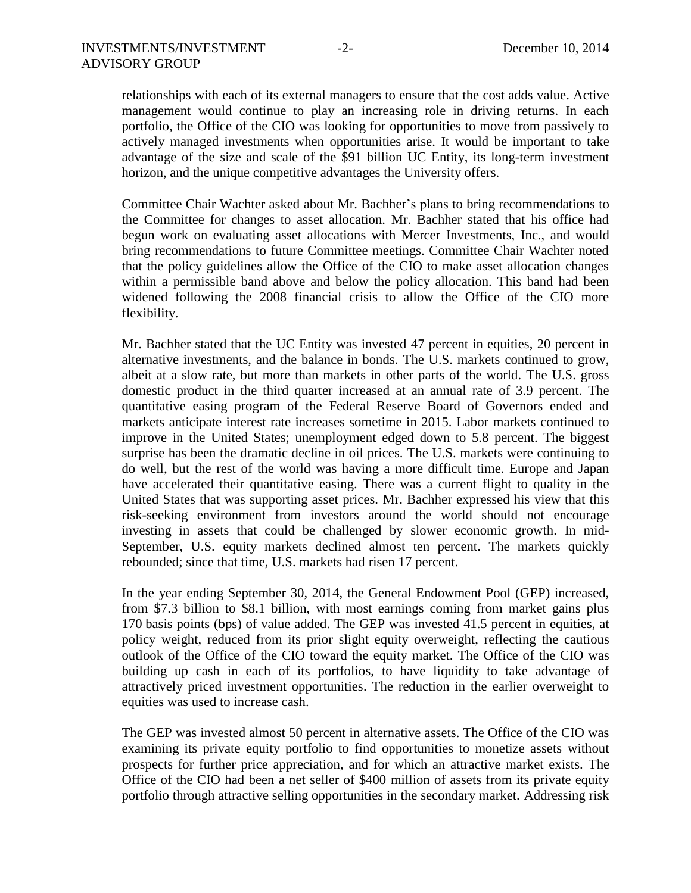relationships with each of its external managers to ensure that the cost adds value. Active management would continue to play an increasing role in driving returns. In each portfolio, the Office of the CIO was looking for opportunities to move from passively to actively managed investments when opportunities arise. It would be important to take advantage of the size and scale of the $91 billion UC Entity, its long-term investment horizon, and the unique competitive advantages the University offers.

Committee Chair Wachter asked about Mr. Bachher's plans to bring recommendations to the Committee for changes to asset allocation. Mr. Bachher stated that his office had begun work on evaluating asset allocations with Mercer Investments, Inc., and would bring recommendations to future Committee meetings. Committee Chair Wachter noted that the policy guidelines allow the Office of the CIO to make asset allocation changes within a permissible band above and below the policy allocation. This band had been widened following the 2008 financial crisis to allow the Office of the CIO more flexibility.

Mr. Bachher stated that the UC Entity was invested 47 percent in equities, 20 percent in alternative investments, and the balance in bonds. The U.S. markets continued to grow, albeit at a slow rate, but more than markets in other parts of the world. The U.S. gross domestic product in the third quarter increased at an annual rate of 3.9 percent. The quantitative easing program of the Federal Reserve Board of Governors ended and markets anticipate interest rate increases sometime in 2015. Labor markets continued to improve in the United States; unemployment edged down to 5.8 percent. The biggest surprise has been the dramatic decline in oil prices. The U.S. markets were continuing to do well, but the rest of the world was having a more difficult time. Europe and Japan have accelerated their quantitative easing. There was a current flight to quality in the United States that was supporting asset prices. Mr. Bachher expressed his view that this risk-seeking environment from investors around the world should not encourage investing in assets that could be challenged by slower economic growth. In mid-September, U.S. equity markets declined almost ten percent. The markets quickly rebounded; since that time, U.S. markets had risen 17 percent.

In the year ending September 30, 2014, the General Endowment Pool (GEP) increased, from $7.3 billion to $8.1 billion, with most earnings coming from market gains plus 170 basis points (bps) of value added. The GEP was invested 41.5 percent in equities, at policy weight, reduced from its prior slight equity overweight, reflecting the cautious outlook of the Office of the CIO toward the equity market. The Office of the CIO was building up cash in each of its portfolios, to have liquidity to take advantage of attractively priced investment opportunities. The reduction in the earlier overweight to equities was used to increase cash.

The GEP was invested almost 50 percent in alternative assets. The Office of the CIO was examining its private equity portfolio to find opportunities to monetize assets without prospects for further price appreciation, and for which an attractive market exists. The Office of the CIO had been a net seller of $400 million of assets from its private equity portfolio through attractive selling opportunities in the secondary market. Addressing risk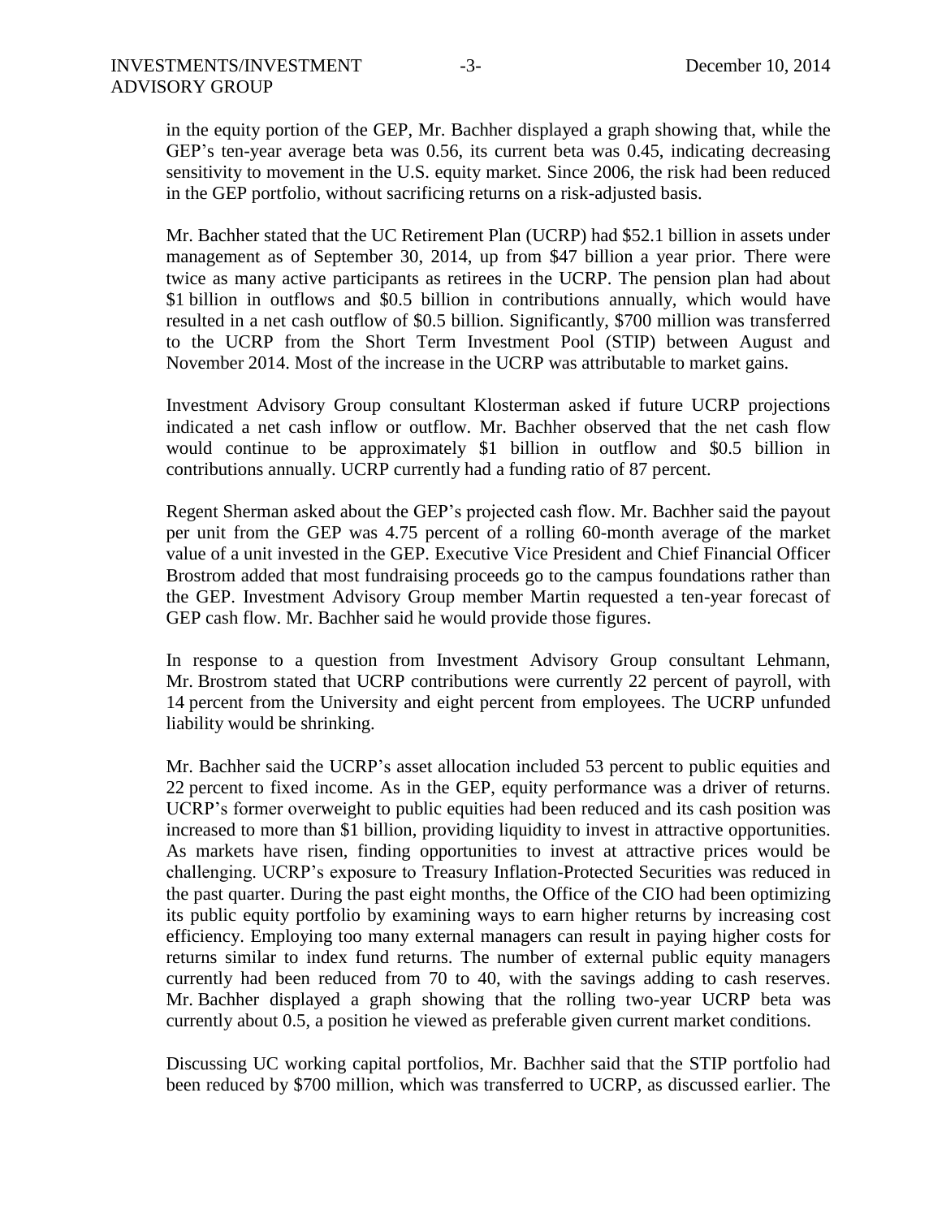in the equity portion of the GEP, Mr. Bachher displayed a graph showing that, while the GEP's ten-year average beta was 0.56, its current beta was 0.45, indicating decreasing sensitivity to movement in the U.S. equity market. Since 2006, the risk had been reduced in the GEP portfolio, without sacrificing returns on a risk-adjusted basis.

Mr. Bachher stated that the UC Retirement Plan (UCRP) had $52.1 billion in assets under management as of September 30, 2014, up from $47 billion a year prior. There were twice as many active participants as retirees in the UCRP. The pension plan had about $1 billion in outflows and $0.5 billion in contributions annually, which would have resulted in a net cash outflow of $0.5 billion. Significantly, $700 million was transferred to the UCRP from the Short Term Investment Pool (STIP) between August and November 2014. Most of the increase in the UCRP was attributable to market gains.

Investment Advisory Group consultant Klosterman asked if future UCRP projections indicated a net cash inflow or outflow. Mr. Bachher observed that the net cash flow would continue to be approximately $1 billion in outflow and $0.5 billion in contributions annually. UCRP currently had a funding ratio of 87 percent.

Regent Sherman asked about the GEP's projected cash flow. Mr. Bachher said the payout per unit from the GEP was 4.75 percent of a rolling 60-month average of the market value of a unit invested in the GEP. Executive Vice President and Chief Financial Officer Brostrom added that most fundraising proceeds go to the campus foundations rather than the GEP. Investment Advisory Group member Martin requested a ten-year forecast of GEP cash flow. Mr. Bachher said he would provide those figures.

In response to a question from Investment Advisory Group consultant Lehmann, Mr. Brostrom stated that UCRP contributions were currently 22 percent of payroll, with 14 percent from the University and eight percent from employees. The UCRP unfunded liability would be shrinking.

Mr. Bachher said the UCRP's asset allocation included 53 percent to public equities and 22 percent to fixed income. As in the GEP, equity performance was a driver of returns. UCRP's former overweight to public equities had been reduced and its cash position was increased to more than $1 billion, providing liquidity to invest in attractive opportunities. As markets have risen, finding opportunities to invest at attractive prices would be challenging. UCRP's exposure to Treasury Inflation-Protected Securities was reduced in the past quarter. During the past eight months, the Office of the CIO had been optimizing its public equity portfolio by examining ways to earn higher returns by increasing cost efficiency. Employing too many external managers can result in paying higher costs for returns similar to index fund returns. The number of external public equity managers currently had been reduced from 70 to 40, with the savings adding to cash reserves. Mr. Bachher displayed a graph showing that the rolling two-year UCRP beta was currently about 0.5, a position he viewed as preferable given current market conditions.

Discussing UC working capital portfolios, Mr. Bachher said that the STIP portfolio had been reduced by $700 million, which was transferred to UCRP, as discussed earlier. The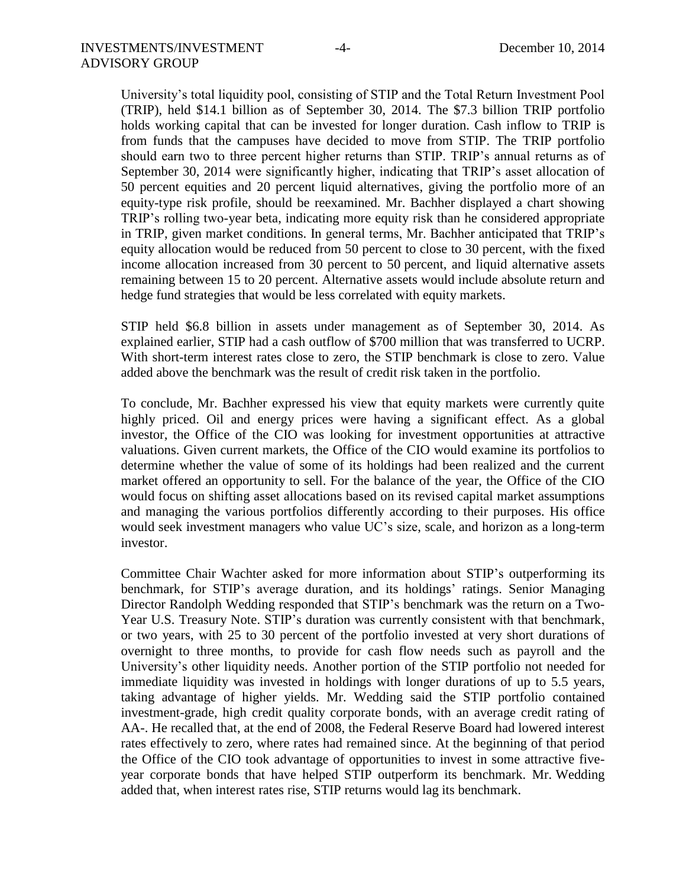University's total liquidity pool, consisting of STIP and the Total Return Investment Pool (TRIP), held $14.1 billion as of September 30, 2014. The $7.3 billion TRIP portfolio holds working capital that can be invested for longer duration. Cash inflow to TRIP is from funds that the campuses have decided to move from STIP. The TRIP portfolio should earn two to three percent higher returns than STIP. TRIP's annual returns as of September 30, 2014 were significantly higher, indicating that TRIP's asset allocation of 50 percent equities and 20 percent liquid alternatives, giving the portfolio more of an equity-type risk profile, should be reexamined. Mr. Bachher displayed a chart showing TRIP's rolling two-year beta, indicating more equity risk than he considered appropriate in TRIP, given market conditions. In general terms, Mr. Bachher anticipated that TRIP's equity allocation would be reduced from 50 percent to close to 30 percent, with the fixed income allocation increased from 30 percent to 50 percent, and liquid alternative assets remaining between 15 to 20 percent. Alternative assets would include absolute return and hedge fund strategies that would be less correlated with equity markets.

STIP held $6.8 billion in assets under management as of September 30, 2014. As explained earlier, STIP had a cash outflow of $700 million that was transferred to UCRP. With short-term interest rates close to zero, the STIP benchmark is close to zero. Value added above the benchmark was the result of credit risk taken in the portfolio.

To conclude, Mr. Bachher expressed his view that equity markets were currently quite highly priced. Oil and energy prices were having a significant effect. As a global investor, the Office of the CIO was looking for investment opportunities at attractive valuations. Given current markets, the Office of the CIO would examine its portfolios to determine whether the value of some of its holdings had been realized and the current market offered an opportunity to sell. For the balance of the year, the Office of the CIO would focus on shifting asset allocations based on its revised capital market assumptions and managing the various portfolios differently according to their purposes. His office would seek investment managers who value UC's size, scale, and horizon as a long-term investor.

Committee Chair Wachter asked for more information about STIP's outperforming its benchmark, for STIP's average duration, and its holdings' ratings. Senior Managing Director Randolph Wedding responded that STIP's benchmark was the return on a Two-Year U.S. Treasury Note. STIP's duration was currently consistent with that benchmark, or two years, with 25 to 30 percent of the portfolio invested at very short durations of overnight to three months, to provide for cash flow needs such as payroll and the University's other liquidity needs. Another portion of the STIP portfolio not needed for immediate liquidity was invested in holdings with longer durations of up to 5.5 years, taking advantage of higher yields. Mr. Wedding said the STIP portfolio contained investment-grade, high credit quality corporate bonds, with an average credit rating of AA-. He recalled that, at the end of 2008, the Federal Reserve Board had lowered interest rates effectively to zero, where rates had remained since. At the beginning of that period the Office of the CIO took advantage of opportunities to invest in some attractive five-year corporate bonds that have helped STIP outperform its benchmark. Mr. Wedding added that, when interest rates rise, STIP returns would lag its benchmark.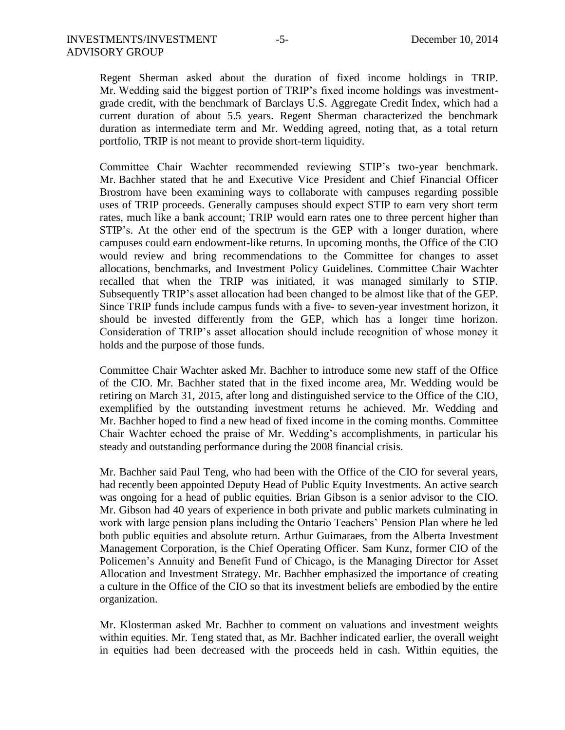Regent Sherman asked about the duration of fixed income holdings in TRIP. Mr. Wedding said the biggest portion of TRIP's fixed income holdings was investment-grade credit, with the benchmark of Barclays U.S. Aggregate Credit Index, which had a current duration of about 5.5 years. Regent Sherman characterized the benchmark duration as intermediate term and Mr. Wedding agreed, noting that, as a total return portfolio, TRIP is not meant to provide short-term liquidity.

Committee Chair Wachter recommended reviewing STIP's two-year benchmark. Mr. Bachher stated that he and Executive Vice President and Chief Financial Officer Brostrom have been examining ways to collaborate with campuses regarding possible uses of TRIP proceeds. Generally campuses should expect STIP to earn very short term rates, much like a bank account; TRIP would earn rates one to three percent higher than STIP's. At the other end of the spectrum is the GEP with a longer duration, where campuses could earn endowment-like returns. In upcoming months, the Office of the CIO would review and bring recommendations to the Committee for changes to asset allocations, benchmarks, and Investment Policy Guidelines. Committee Chair Wachter recalled that when the TRIP was initiated, it was managed similarly to STIP. Subsequently TRIP's asset allocation had been changed to be almost like that of the GEP. Since TRIP funds include campus funds with a five- to seven-year investment horizon, it should be invested differently from the GEP, which has a longer time horizon. Consideration of TRIP's asset allocation should include recognition of whose money it holds and the purpose of those funds.

Committee Chair Wachter asked Mr. Bachher to introduce some new staff of the Office of the CIO. Mr. Bachher stated that in the fixed income area, Mr. Wedding would be retiring on March 31, 2015, after long and distinguished service to the Office of the CIO, exemplified by the outstanding investment returns he achieved. Mr. Wedding and Mr. Bachher hoped to find a new head of fixed income in the coming months. Committee Chair Wachter echoed the praise of Mr. Wedding's accomplishments, in particular his steady and outstanding performance during the 2008 financial crisis.

Mr. Bachher said Paul Teng, who had been with the Office of the CIO for several years, had recently been appointed Deputy Head of Public Equity Investments. An active search was ongoing for a head of public equities. Brian Gibson is a senior advisor to the CIO. Mr. Gibson had 40 years of experience in both private and public markets culminating in work with large pension plans including the Ontario Teachers' Pension Plan where he led both public equities and absolute return. Arthur Guimaraes, from the Alberta Investment Management Corporation, is the Chief Operating Officer. Sam Kunz, former CIO of the Policemen's Annuity and Benefit Fund of Chicago, is the Managing Director for Asset Allocation and Investment Strategy. Mr. Bachher emphasized the importance of creating a culture in the Office of the CIO so that its investment beliefs are embodied by the entire organization.

Mr. Klosterman asked Mr. Bachher to comment on valuations and investment weights within equities. Mr. Teng stated that, as Mr. Bachher indicated earlier, the overall weight in equities had been decreased with the proceeds held in cash. Within equities, the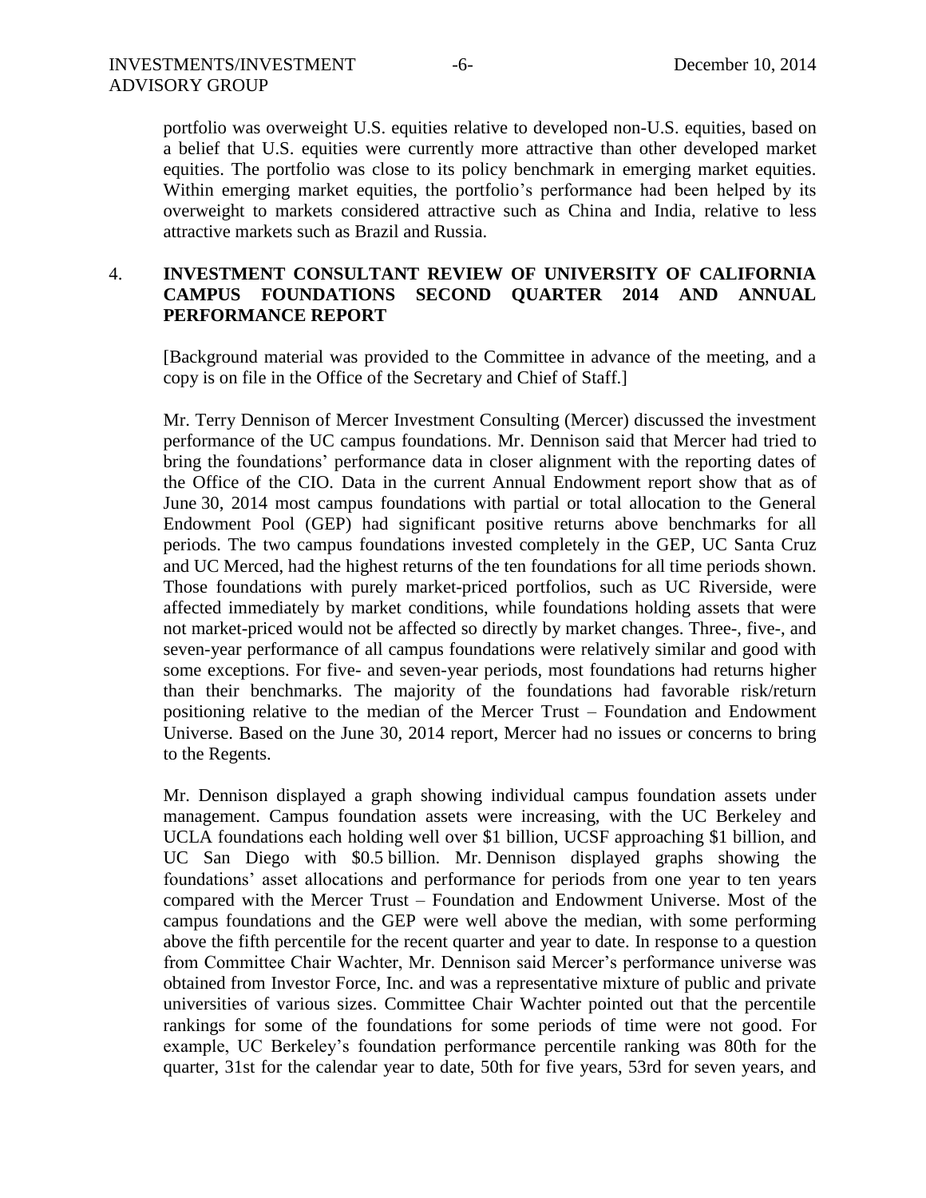portfolio was overweight U.S. equities relative to developed non-U.S. equities, based on a belief that U.S. equities were currently more attractive than other developed market equities. The portfolio was close to its policy benchmark in emerging market equities. Within emerging market equities, the portfolio's performance had been helped by its overweight to markets considered attractive such as China and India, relative to less attractive markets such as Brazil and Russia.

4. **INVESTMENT CONSULTANT REVIEW OF UNIVERSITY OF CALIFORNIA CAMPUS FOUNDATIONS SECOND QUARTER 2014 AND ANNUAL PERFORMANCE REPORT**

[Background material was provided to the Committee in advance of the meeting, and a copy is on file in the Office of the Secretary and Chief of Staff.]

Mr. Terry Dennison of Mercer Investment Consulting (Mercer) discussed the investment performance of the UC campus foundations. Mr. Dennison said that Mercer had tried to bring the foundations' performance data in closer alignment with the reporting dates of the Office of the CIO. Data in the current Annual Endowment report show that as of June 30, 2014 most campus foundations with partial or total allocation to the General Endowment Pool (GEP) had significant positive returns above benchmarks for all periods. The two campus foundations invested completely in the GEP, UC Santa Cruz and UC Merced, had the highest returns of the ten foundations for all time periods shown. Those foundations with purely market-priced portfolios, such as UC Riverside, were affected immediately by market conditions, while foundations holding assets that were not market-priced would not be affected so directly by market changes. Three-, five-, and seven-year performance of all campus foundations were relatively similar and good with some exceptions. For five- and seven-year periods, most foundations had returns higher than their benchmarks. The majority of the foundations had favorable risk/return positioning relative to the median of the Mercer Trust – Foundation and Endowment Universe. Based on the June 30, 2014 report, Mercer had no issues or concerns to bring to the Regents.

Mr. Dennison displayed a graph showing individual campus foundation assets under management. Campus foundation assets were increasing, with the UC Berkeley and UCLA foundations each holding well over $1 billion, UCSF approaching $1 billion, and UC San Diego with $0.5 billion. Mr. Dennison displayed graphs showing the foundations' asset allocations and performance for periods from one year to ten years compared with the Mercer Trust – Foundation and Endowment Universe. Most of the campus foundations and the GEP were well above the median, with some performing above the fifth percentile for the recent quarter and year to date. In response to a question from Committee Chair Wachter, Mr. Dennison said Mercer's performance universe was obtained from Investor Force, Inc. and was a representative mixture of public and private universities of various sizes. Committee Chair Wachter pointed out that the percentile rankings for some of the foundations for some periods of time were not good. For example, UC Berkeley's foundation performance percentile ranking was 80th for the quarter, 31st for the calendar year to date, 50th for five years, 53rd for seven years, and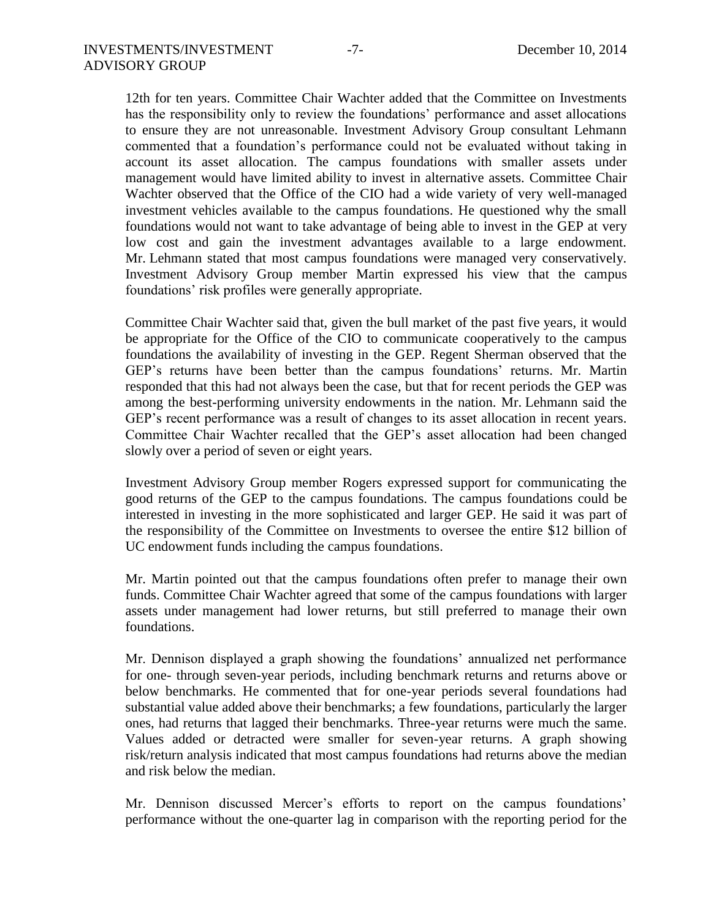12th for ten years. Committee Chair Wachter added that the Committee on Investments has the responsibility only to review the foundations' performance and asset allocations to ensure they are not unreasonable. Investment Advisory Group consultant Lehmann commented that a foundation's performance could not be evaluated without taking in account its asset allocation. The campus foundations with smaller assets under management would have limited ability to invest in alternative assets. Committee Chair Wachter observed that the Office of the CIO had a wide variety of very well-managed investment vehicles available to the campus foundations. He questioned why the small foundations would not want to take advantage of being able to invest in the GEP at very low cost and gain the investment advantages available to a large endowment. Mr. Lehmann stated that most campus foundations were managed very conservatively. Investment Advisory Group member Martin expressed his view that the campus foundations' risk profiles were generally appropriate.

Committee Chair Wachter said that, given the bull market of the past five years, it would be appropriate for the Office of the CIO to communicate cooperatively to the campus foundations the availability of investing in the GEP. Regent Sherman observed that the GEP's returns have been better than the campus foundations' returns. Mr. Martin responded that this had not always been the case, but that for recent periods the GEP was among the best-performing university endowments in the nation. Mr. Lehmann said the GEP's recent performance was a result of changes to its asset allocation in recent years. Committee Chair Wachter recalled that the GEP's asset allocation had been changed slowly over a period of seven or eight years.

Investment Advisory Group member Rogers expressed support for communicating the good returns of the GEP to the campus foundations. The campus foundations could be interested in investing in the more sophisticated and larger GEP. He said it was part of the responsibility of the Committee on Investments to oversee the entire $12 billion of UC endowment funds including the campus foundations.

Mr. Martin pointed out that the campus foundations often prefer to manage their own funds. Committee Chair Wachter agreed that some of the campus foundations with larger assets under management had lower returns, but still preferred to manage their own foundations.

Mr. Dennison displayed a graph showing the foundations' annualized net performance for one- through seven-year periods, including benchmark returns and returns above or below benchmarks. He commented that for one-year periods several foundations had substantial value added above their benchmarks; a few foundations, particularly the larger ones, had returns that lagged their benchmarks. Three-year returns were much the same. Values added or detracted were smaller for seven-year returns. A graph showing risk/return analysis indicated that most campus foundations had returns above the median and risk below the median.

Mr. Dennison discussed Mercer's efforts to report on the campus foundations' performance without the one-quarter lag in comparison with the reporting period for the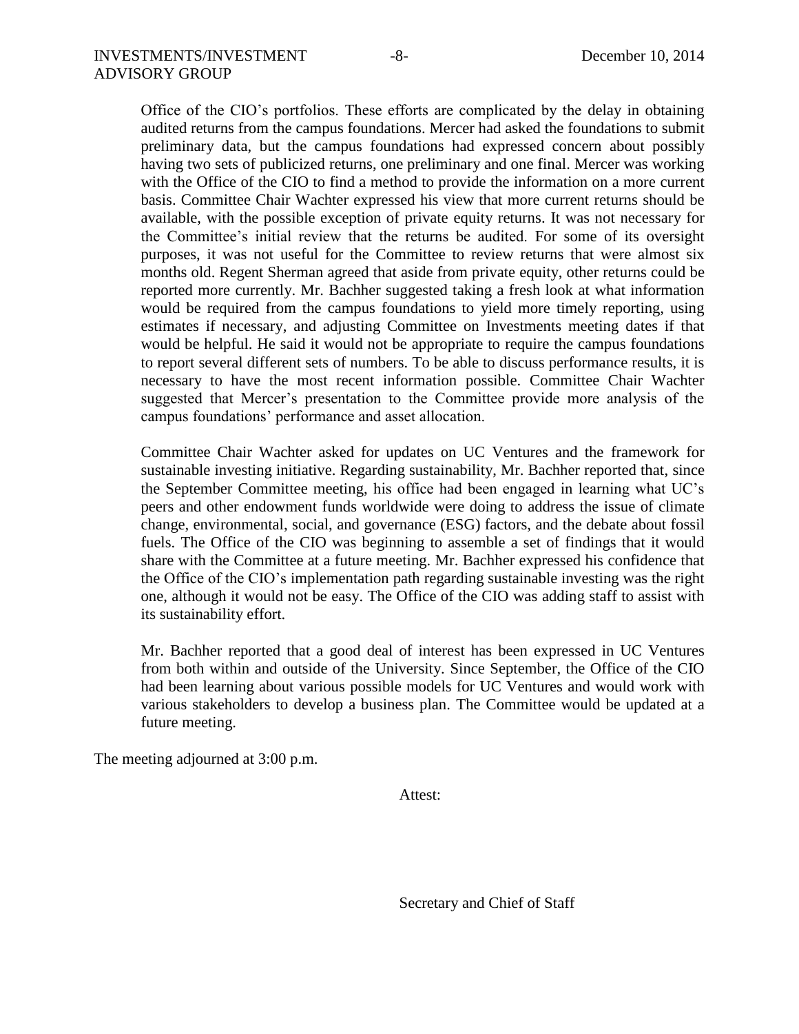Office of the CIO's portfolios. These efforts are complicated by the delay in obtaining audited returns from the campus foundations. Mercer had asked the foundations to submit preliminary data, but the campus foundations had expressed concern about possibly having two sets of publicized returns, one preliminary and one final. Mercer was working with the Office of the CIO to find a method to provide the information on a more current basis. Committee Chair Wachter expressed his view that more current returns should be available, with the possible exception of private equity returns. It was not necessary for the Committee's initial review that the returns be audited. For some of its oversight purposes, it was not useful for the Committee to review returns that were almost six months old. Regent Sherman agreed that aside from private equity, other returns could be reported more currently. Mr. Bachher suggested taking a fresh look at what information would be required from the campus foundations to yield more timely reporting, using estimates if necessary, and adjusting Committee on Investments meeting dates if that would be helpful. He said it would not be appropriate to require the campus foundations to report several different sets of numbers. To be able to discuss performance results, it is necessary to have the most recent information possible. Committee Chair Wachter suggested that Mercer's presentation to the Committee provide more analysis of the campus foundations' performance and asset allocation.

Committee Chair Wachter asked for updates on UC Ventures and the framework for sustainable investing initiative. Regarding sustainability, Mr. Bachher reported that, since the September Committee meeting, his office had been engaged in learning what UC's peers and other endowment funds worldwide were doing to address the issue of climate change, environmental, social, and governance (ESG) factors, and the debate about fossil fuels. The Office of the CIO was beginning to assemble a set of findings that it would share with the Committee at a future meeting. Mr. Bachher expressed his confidence that the Office of the CIO's implementation path regarding sustainable investing was the right one, although it would not be easy. The Office of the CIO was adding staff to assist with its sustainability effort.

Mr. Bachher reported that a good deal of interest has been expressed in UC Ventures from both within and outside of the University. Since September, the Office of the CIO had been learning about various possible models for UC Ventures and would work with various stakeholders to develop a business plan. The Committee would be updated at a future meeting.

The meeting adjourned at 3:00 p.m.

Attest:

Secretary and Chief of Staff